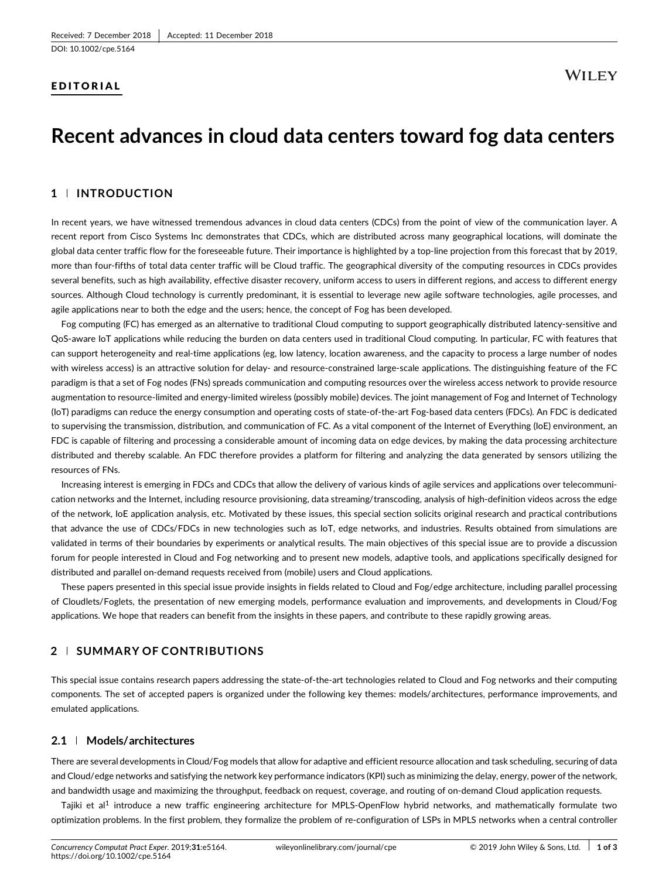Received: 7 December 2018 | Accepted: 11 December 2018

DOI: 10.1002/cpe.5164

**EDITORIAL**

# Recent advances in cloud data centers toward fog data centers

## 1 | INTRODUCTION

In recent years, we have witnessed tremendous advances in cloud data centers (CDCs) from the point of view of the communication layer. A recent report from Cisco Systems Inc demonstrates that CDCs, which are distributed across many geographical locations, will dominate the global data center traffic flow for the foreseeable future. Their importance is highlighted by a top-line projection from this forecast that by 2019, more than four-fifths of total data center traffic will be Cloud traffic. The geographical diversity of the computing resources in CDCs provides several benefits, such as high availability, effective disaster recovery, uniform access to users in different regions, and access to different energy sources. Although Cloud technology is currently predominant, it is essential to leverage new agile software technologies, agile processes, and agile applications near to both the edge and the users; hence, the concept of Fog has been developed.

Fog computing (FC) has emerged as an alternative to traditional Cloud computing to support geographically distributed latency-sensitive and QoS-aware IoT applications while reducing the burden on data centers used in traditional Cloud computing. In particular, FC with features that can support heterogeneity and real-time applications (eg, low latency, location awareness, and the capacity to process a large number of nodes with wireless access) is an attractive solution for delay- and resource-constrained large-scale applications. The distinguishing feature of the FC paradigm is that a set of Fog nodes (FNs) spreads communication and computing resources over the wireless access network to provide resource augmentation to resource-limited and energy-limited wireless (possibly mobile) devices. The joint management of Fog and Internet of Technology (IoT) paradigms can reduce the energy consumption and operating costs of state-of-the-art Fog-based data centers (FDCs). An FDC is dedicated to supervising the transmission, distribution, and communication of FC. As a vital component of the Internet of Everything (IoE) environment, an FDC is capable of filtering and processing a considerable amount of incoming data on edge devices, by making the data processing architecture distributed and thereby scalable. An FDC therefore provides a platform for filtering and analyzing the data generated by sensors utilizing the resources of FNs.

Increasing interest is emerging in FDCs and CDCs that allow the delivery of various kinds of agile services and applications over telecommunication networks and the Internet, including resource provisioning, data streaming/transcoding, analysis of high-definition videos across the edge of the network, IoE application analysis, etc. Motivated by these issues, this special section solicits original research and practical contributions that advance the use of CDCs/FDCs in new technologies such as IoT, edge networks, and industries. Results obtained from simulations are validated in terms of their boundaries by experiments or analytical results. The main objectives of this special issue are to provide a discussion forum for people interested in Cloud and Fog networking and to present new models, adaptive tools, and applications specifically designed for distributed and parallel on-demand requests received from (mobile) users and Cloud applications.

These papers presented in this special issue provide insights in fields related to Cloud and Fog/edge architecture, including parallel processing of Cloudlets/Foglets, the presentation of new emerging models, performance evaluation and improvements, and developments in Cloud/Fog applications. We hope that readers can benefit from the insights in these papers, and contribute to these rapidly growing areas.

## 2 | SUMMARY OF CONTRIBUTIONS

This special issue contains research papers addressing the state-of-the-art technologies related to Cloud and Fog networks and their computing components. The set of accepted papers is organized under the following key themes: models/architectures, performance improvements, and emulated applications.

### 2.1 | Models/architectures

There are several developments in Cloud/Fog models that allow for adaptive and efficient resource allocation and task scheduling, securing of data and Cloud/edge networks and satisfying the network key performance indicators (KPI) such as minimizing the delay, energy, power of the network, and bandwidth usage and maximizing the throughput, feedback on request, coverage, and routing of on-demand Cloud application requests.

Tajiki et al[1] introduce a new traffic engineering architecture for MPLS-OpenFlow hybrid networks, and mathematically formulate two optimization problems. In the first problem, they formalize the problem of re-configuration of LSPs in MPLS networks when a central controller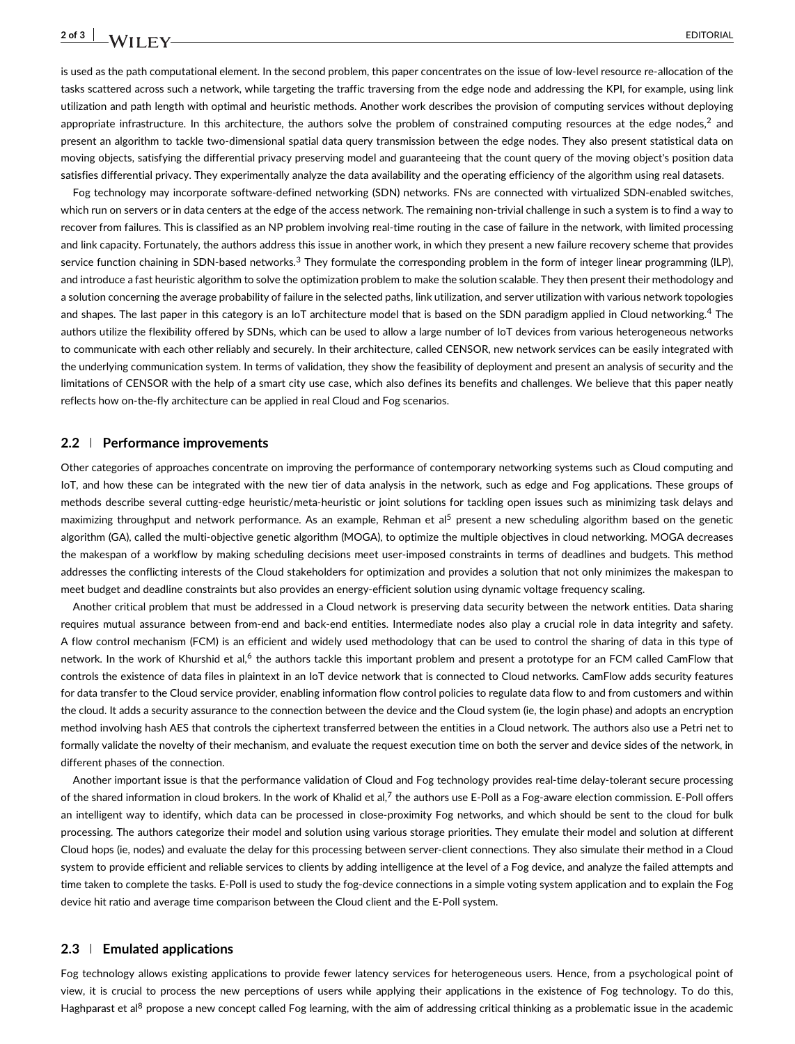is used as the path computational element. In the second problem, this paper concentrates on the issue of low-level resource re-allocation of the tasks scattered across such a network, while targeting the traffic traversing from the edge node and addressing the KPI, for example, using link utilization and path length with optimal and heuristic methods. Another work describes the provision of computing services without deploying appropriate infrastructure. In this architecture, the authors solve the problem of constrained computing resources at the edge nodes,[2] and present an algorithm to tackle two-dimensional spatial data query transmission between the edge nodes. They also present statistical data on moving objects, satisfying the differential privacy preserving model and guaranteeing that the count query of the moving object's position data satisfies differential privacy. They experimentally analyze the data availability and the operating efficiency of the algorithm using real datasets.

Fog technology may incorporate software-defined networking (SDN) networks. FNs are connected with virtualized SDN-enabled switches, which run on servers or in data centers at the edge of the access network. The remaining non-trivial challenge in such a system is to find a way to recover from failures. This is classified as an NP problem involving real-time routing in the case of failure in the network, with limited processing and link capacity. Fortunately, the authors address this issue in another work, in which they present a new failure recovery scheme that provides service function chaining in SDN-based networks.[3] They formulate the corresponding problem in the form of integer linear programming (ILP), and introduce a fast heuristic algorithm to solve the optimization problem to make the solution scalable. They then present their methodology and a solution concerning the average probability of failure in the selected paths, link utilization, and server utilization with various network topologies and shapes. The last paper in this category is an IoT architecture model that is based on the SDN paradigm applied in Cloud networking.[4] The authors utilize the flexibility offered by SDNs, which can be used to allow a large number of IoT devices from various heterogeneous networks to communicate with each other reliably and securely. In their architecture, called CENSOR, new network services can be easily integrated with the underlying communication system. In terms of validation, they show the feasibility of deployment and present an analysis of security and the limitations of CENSOR with the help of a smart city use case, which also defines its benefits and challenges. We believe that this paper neatly reflects how on-the-fly architecture can be applied in real Cloud and Fog scenarios.

### 2.2 | Performance improvements

Other categories of approaches concentrate on improving the performance of contemporary networking systems such as Cloud computing and IoT, and how these can be integrated with the new tier of data analysis in the network, such as edge and Fog applications. These groups of methods describe several cutting-edge heuristic/meta-heuristic or joint solutions for tackling open issues such as minimizing task delays and maximizing throughput and network performance. As an example, Rehman et al[5] present a new scheduling algorithm based on the genetic algorithm (GA), called the multi-objective genetic algorithm (MOGA), to optimize the multiple objectives in cloud networking. MOGA decreases the makespan of a workflow by making scheduling decisions meet user-imposed constraints in terms of deadlines and budgets. This method addresses the conflicting interests of the Cloud stakeholders for optimization and provides a solution that not only minimizes the makespan to meet budget and deadline constraints but also provides an energy-efficient solution using dynamic voltage frequency scaling.

Another critical problem that must be addressed in a Cloud network is preserving data security between the network entities. Data sharing requires mutual assurance between from-end and back-end entities. Intermediate nodes also play a crucial role in data integrity and safety. A flow control mechanism (FCM) is an efficient and widely used methodology that can be used to control the sharing of data in this type of network. In the work of Khurshid et al,[6] the authors tackle this important problem and present a prototype for an FCM called CamFlow that controls the existence of data files in plaintext in an IoT device network that is connected to Cloud networks. CamFlow adds security features for data transfer to the Cloud service provider, enabling information flow control policies to regulate data flow to and from customers and within the cloud. It adds a security assurance to the connection between the device and the Cloud system (ie, the login phase) and adopts an encryption method involving hash AES that controls the ciphertext transferred between the entities in a Cloud network. The authors also use a Petri net to formally validate the novelty of their mechanism, and evaluate the request execution time on both the server and device sides of the network, in different phases of the connection.

Another important issue is that the performance validation of Cloud and Fog technology provides real-time delay-tolerant secure processing of the shared information in cloud brokers. In the work of Khalid et al,[7] the authors use E-Poll as a Fog-aware election commission. E-Poll offers an intelligent way to identify, which data can be processed in close-proximity Fog networks, and which should be sent to the cloud for bulk processing. The authors categorize their model and solution using various storage priorities. They emulate their model and solution at different Cloud hops (ie, nodes) and evaluate the delay for this processing between server-client connections. They also simulate their method in a Cloud system to provide efficient and reliable services to clients by adding intelligence at the level of a Fog device, and analyze the failed attempts and time taken to complete the tasks. E-Poll is used to study the fog-device connections in a simple voting system application and to explain the Fog device hit ratio and average time comparison between the Cloud client and the E-Poll system.

### 2.3 | Emulated applications

Fog technology allows existing applications to provide fewer latency services for heterogeneous users. Hence, from a psychological point of view, it is crucial to process the new perceptions of users while applying their applications in the existence of Fog technology. To do this, Haghparast et al[8] propose a new concept called Fog learning, with the aim of addressing critical thinking as a problematic issue in the academic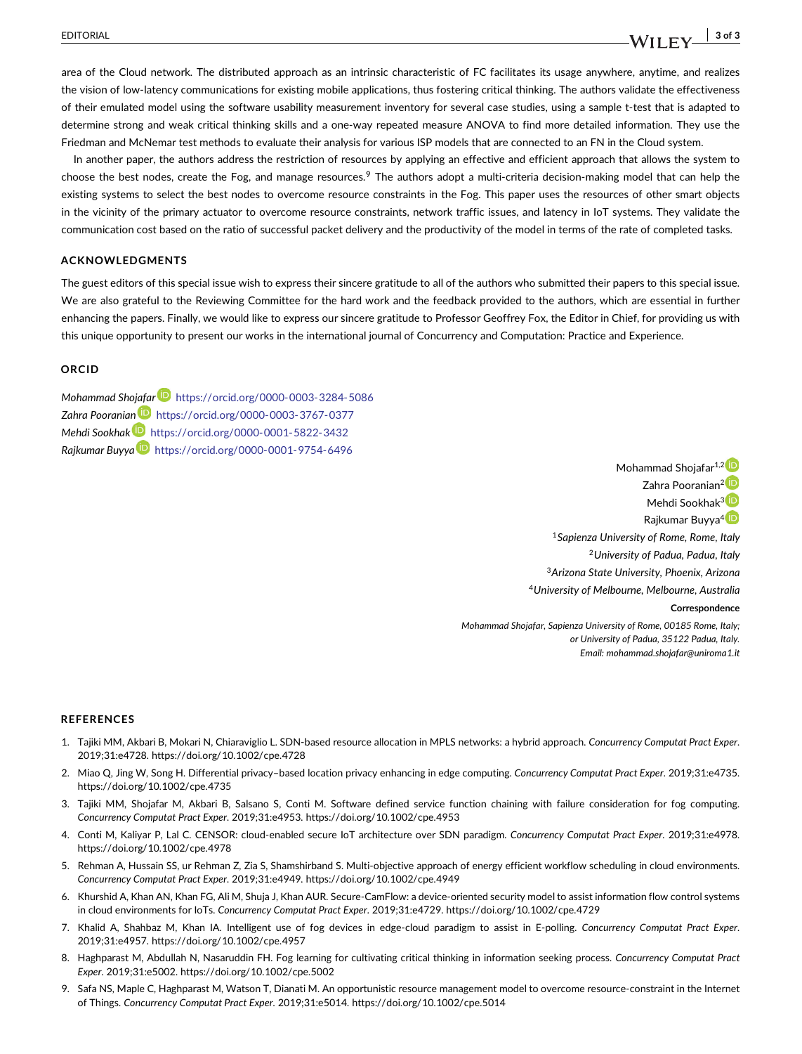area of the Cloud network. The distributed approach as an intrinsic characteristic of FC facilitates its usage anywhere, anytime, and realizes the vision of low-latency communications for existing mobile applications, thus fostering critical thinking. The authors validate the effectiveness of their emulated model using the software usability measurement inventory for several case studies, using a sample t-test that is adapted to determine strong and weak critical thinking skills and a one-way repeated measure ANOVA to find more detailed information. They use the Friedman and McNemar test methods to evaluate their analysis for various ISP models that are connected to an FN in the Cloud system.

In another paper, the authors address the restriction of resources by applying an effective and efficient approach that allows the system to choose the best nodes, create the Fog, and manage resources.[9] The authors adopt a multi-criteria decision-making model that can help the existing systems to select the best nodes to overcome resource constraints in the Fog. This paper uses the resources of other smart objects in the vicinity of the primary actuator to overcome resource constraints, network traffic issues, and latency in IoT systems. They validate the communication cost based on the ratio of successful packet delivery and the productivity of the model in terms of the rate of completed tasks.

## ACKNOWLEDGMENTS

The guest editors of this special issue wish to express their sincere gratitude to all of the authors who submitted their papers to this special issue. We are also grateful to the Reviewing Committee for the hard work and the feedback provided to the authors, which are essential in further enhancing the papers. Finally, we would like to express our sincere gratitude to Professor Geoffrey Fox, the Editor in Chief, for providing us with this unique opportunity to present our works in the international journal of Concurrency and Computation: Practice and Experience.

## ORCID

*Mohammad Shojafar* https://orcid.org/0000-0003-3284-5086
*Zahra Pooranian* https://orcid.org/0000-0003-3767-0377
*Mehdi Sookhak* https://orcid.org/0000-0001-5822-3432
*Rajkumar Buyya* https://orcid.org/0000-0001-9754-6496

Mohammad Shojafar[1,2]
Zahra Pooranian[2]
Mehdi Sookhak[3]
Rajkumar Buyya[4]

[1]*Sapienza University of Rome, Rome, Italy*
[2]*University of Padua, Padua, Italy*
[3]*Arizona State University, Phoenix, Arizona*
[4]*University of Melbourne, Melbourne, Australia*

**Correspondence**

*Mohammad Shojafar, Sapienza University of Rome, 00185 Rome, Italy; or University of Padua, 35122 Padua, Italy.*
*Email: mohammad.shojafar@uniroma1.it*

## REFERENCES

1. Tajiki MM, Akbari B, Mokari N, Chiaraviglio L. SDN-based resource allocation in MPLS networks: a hybrid approach. *Concurrency Computat Pract Exper*. 2019;31:e4728. https://doi.org/10.1002/cpe.4728
2. Miao Q, Jing W, Song H. Differential privacy–based location privacy enhancing in edge computing. *Concurrency Computat Pract Exper*. 2019;31:e4735. https://doi.org/10.1002/cpe.4735
3. Tajiki MM, Shojafar M, Akbari B, Salsano S, Conti M. Software defined service function chaining with failure consideration for fog computing. *Concurrency Computat Pract Exper*. 2019;31:e4953. https://doi.org/10.1002/cpe.4953
4. Conti M, Kaliyar P, Lal C. CENSOR: cloud-enabled secure IoT architecture over SDN paradigm. *Concurrency Computat Pract Exper*. 2019;31:e4978. https://doi.org/10.1002/cpe.4978
5. Rehman A, Hussain SS, ur Rehman Z, Zia S, Shamshirband S. Multi-objective approach of energy efficient workflow scheduling in cloud environments. *Concurrency Computat Pract Exper*. 2019;31:e4949. https://doi.org/10.1002/cpe.4949
6. Khurshid A, Khan AN, Khan FG, Ali M, Shuja J, Khan AUR. Secure-CamFlow: a device-oriented security model to assist information flow control systems in cloud environments for IoTs. *Concurrency Computat Pract Exper*. 2019;31:e4729. https://doi.org/10.1002/cpe.4729
7. Khalid A, Shahbaz M, Khan IA. Intelligent use of fog devices in edge-cloud paradigm to assist in E-polling. *Concurrency Computat Pract Exper*. 2019;31:e4957. https://doi.org/10.1002/cpe.4957
8. Haghparast M, Abdullah N, Nasaruddin FH. Fog learning for cultivating critical thinking in information seeking process. *Concurrency Computat Pract Exper*. 2019;31:e5002. https://doi.org/10.1002/cpe.5002
9. Safa NS, Maple C, Haghparast M, Watson T, Dianati M. An opportunistic resource management model to overcome resource-constraint in the Internet of Things. *Concurrency Computat Pract Exper*. 2019;31:e5014. https://doi.org/10.1002/cpe.5014